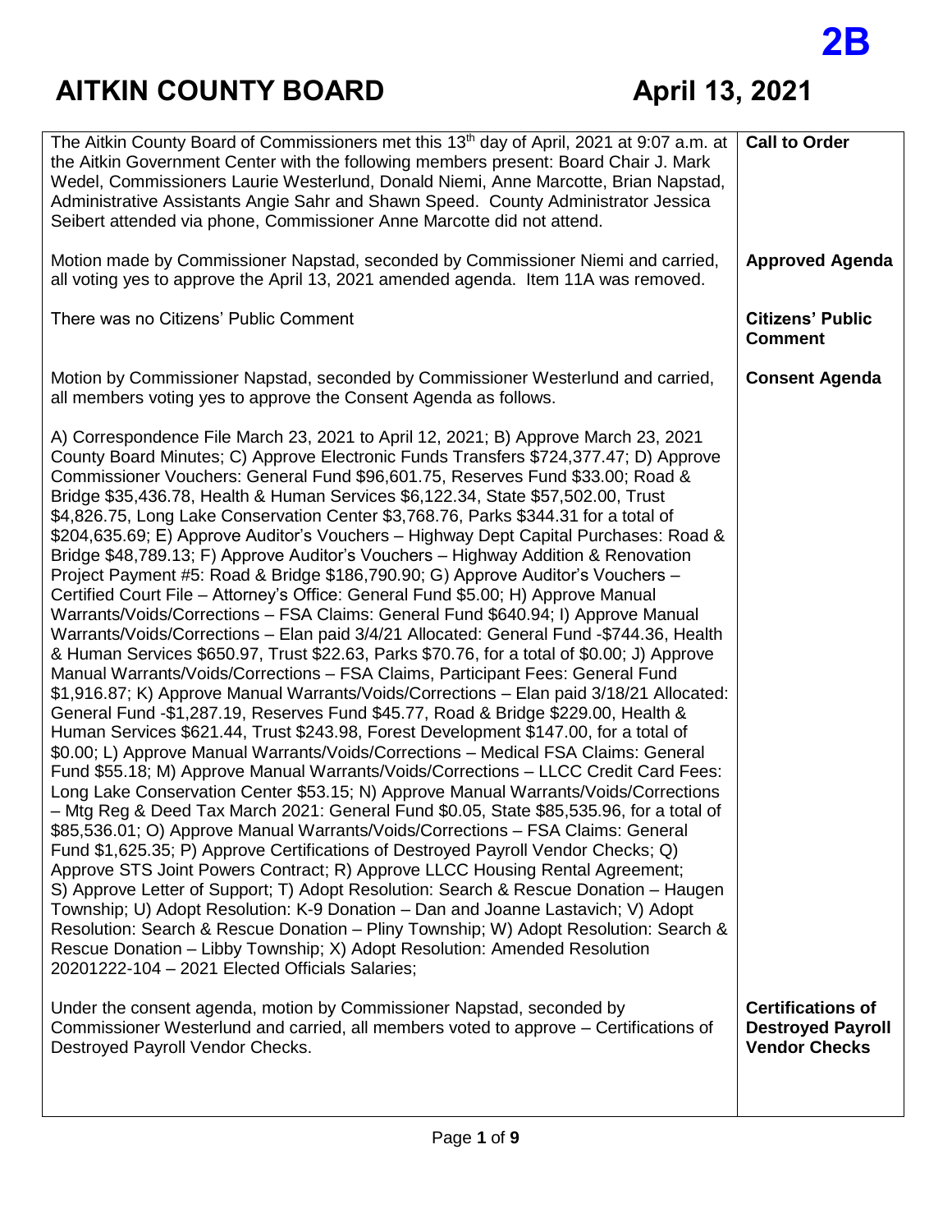**2B**

# AITKIN COUNTY BOARD April 13, 2021

| | |
|---|---|
| The Aitkin County Board of Commissioners met this 13th day of April, 2021 at 9:07 a.m. at the Aitkin Government Center with the following members present: Board Chair J. Mark Wedel, Commissioners Laurie Westerlund, Donald Niemi, Anne Marcotte, Brian Napstad, Administrative Assistants Angie Sahr and Shawn Speed. County Administrator Jessica Seibert attended via phone, Commissioner Anne Marcotte did not attend. | **Call to Order** |
| Motion made by Commissioner Napstad, seconded by Commissioner Niemi and carried, all voting yes to approve the April 13, 2021 amended agenda. Item 11A was removed. | **Approved Agenda** |
| There was no Citizens' Public Comment | **Citizens' Public Comment** |
| Motion by Commissioner Napstad, seconded by Commissioner Westerlund and carried, all members voting yes to approve the Consent Agenda as follows.<br><br>A) Correspondence File March 23, 2021 to April 12, 2021; B) Approve March 23, 2021 County Board Minutes; C) Approve Electronic Funds Transfers $724,377.47; D) Approve Commissioner Vouchers: General Fund $96,601.75, Reserves Fund $33.00; Road & Bridge $35,436.78, Health & Human Services $6,122.34, State $57,502.00, Trust $4,826.75, Long Lake Conservation Center $3,768.76, Parks $344.31 for a total of $204,635.69; E) Approve Auditor's Vouchers – Highway Dept Capital Purchases: Road & Bridge $48,789.13; F) Approve Auditor's Vouchers – Highway Addition & Renovation Project Payment #5: Road & Bridge $186,790.90; G) Approve Auditor's Vouchers – Certified Court File – Attorney's Office: General Fund $5.00; H) Approve Manual Warrants/Voids/Corrections – FSA Claims: General Fund $640.94; I) Approve Manual Warrants/Voids/Corrections – Elan paid 3/4/21 Allocated: General Fund -$744.36, Health & Human Services $650.97, Trust $22.63, Parks $70.76, for a total of $0.00; J) Approve Manual Warrants/Voids/Corrections – FSA Claims, Participant Fees: General Fund $1,916.87; K) Approve Manual Warrants/Voids/Corrections – Elan paid 3/18/21 Allocated: General Fund -$1,287.19, Reserves Fund $45.77, Road & Bridge $229.00, Health & Human Services $621.44, Trust $243.98, Forest Development $147.00, for a total of $0.00; L) Approve Manual Warrants/Voids/Corrections – Medical FSA Claims: General Fund $55.18; M) Approve Manual Warrants/Voids/Corrections – LLCC Credit Card Fees: Long Lake Conservation Center $53.15; N) Approve Manual Warrants/Voids/Corrections – Mtg Reg & Deed Tax March 2021: General Fund $0.05, State $85,535.96, for a total of $85,536.01; O) Approve Manual Warrants/Voids/Corrections – FSA Claims: General Fund $1,625.35; P) Approve Certifications of Destroyed Payroll Vendor Checks; Q) Approve STS Joint Powers Contract; R) Approve LLCC Housing Rental Agreement; S) Approve Letter of Support; T) Adopt Resolution: Search & Rescue Donation – Haugen Township; U) Adopt Resolution: K-9 Donation – Dan and Joanne Lastavich; V) Adopt Resolution: Search & Rescue Donation – Pliny Township; W) Adopt Resolution: Search & Rescue Donation – Libby Township; X) Adopt Resolution: Amended Resolution 20201222-104 – 2021 Elected Officials Salaries; | **Consent Agenda** |
| Under the consent agenda, motion by Commissioner Napstad, seconded by Commissioner Westerlund and carried, all members voted to approve – Certifications of Destroyed Payroll Vendor Checks. | **Certifications of Destroyed Payroll Vendor Checks** |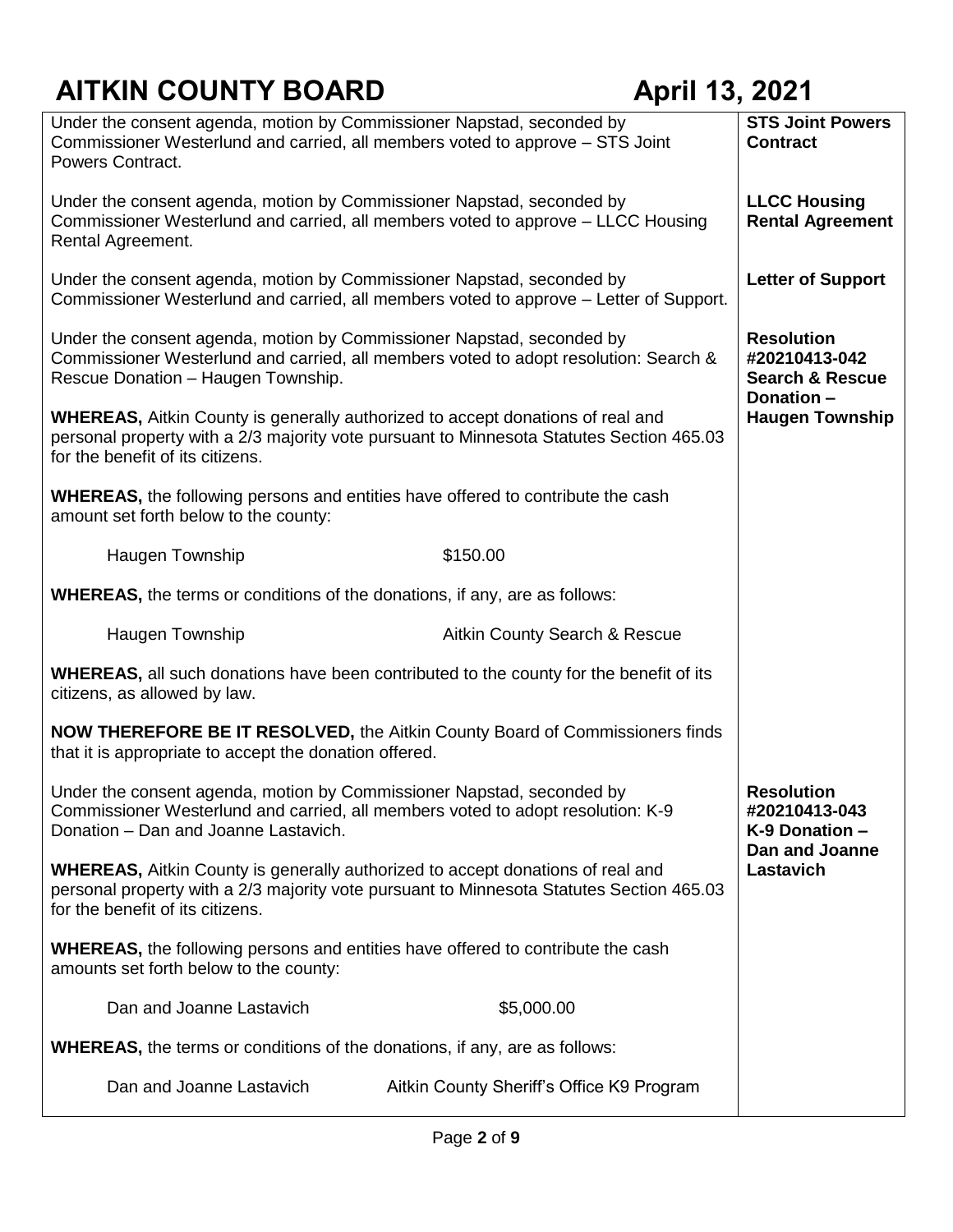| | |
|---|---|
| Under the consent agenda, motion by Commissioner Napstad, seconded by Commissioner Westerlund and carried, all members voted to approve – STS Joint Powers Contract. | **STS Joint Powers Contract** |
| Under the consent agenda, motion by Commissioner Napstad, seconded by Commissioner Westerlund and carried, all members voted to approve – LLCC Housing Rental Agreement. | **LLCC Housing Rental Agreement** |
| Under the consent agenda, motion by Commissioner Napstad, seconded by Commissioner Westerlund and carried, all members voted to approve – Letter of Support. | **Letter of Support** |
| Under the consent agenda, motion by Commissioner Napstad, seconded by Commissioner Westerlund and carried, all members voted to adopt resolution: Search & Rescue Donation – Haugen Township.<br><br>**WHEREAS,** Aitkin County is generally authorized to accept donations of real and personal property with a 2/3 majority vote pursuant to Minnesota Statutes Section 465.03 for the benefit of its citizens.<br><br>**WHEREAS,** the following persons and entities have offered to contribute the cash amount set forth below to the county:<br><br>Haugen Township — $150.00<br><br>**WHEREAS,** the terms or conditions of the donations, if any, are as follows:<br><br>Haugen Township — Aitkin County Search & Rescue<br><br>**WHEREAS,** all such donations have been contributed to the county for the benefit of its citizens, as allowed by law.<br><br>**NOW THEREFORE BE IT RESOLVED,** the Aitkin County Board of Commissioners finds that it is appropriate to accept the donation offered. | **Resolution #20210413-042 Search & Rescue Donation – Haugen Township** |
| Under the consent agenda, motion by Commissioner Napstad, seconded by Commissioner Westerlund and carried, all members voted to adopt resolution: K-9 Donation – Dan and Joanne Lastavich.<br><br>**WHEREAS,** Aitkin County is generally authorized to accept donations of real and personal property with a 2/3 majority vote pursuant to Minnesota Statutes Section 465.03 for the benefit of its citizens.<br><br>**WHEREAS,** the following persons and entities have offered to contribute the cash amounts set forth below to the county:<br><br>Dan and Joanne Lastavich — $5,000.00<br><br>**WHEREAS,** the terms or conditions of the donations, if any, are as follows:<br><br>Dan and Joanne Lastavich — Aitkin County Sheriff's Office K9 Program | **Resolution #20210413-043 K-9 Donation – Dan and Joanne Lastavich** |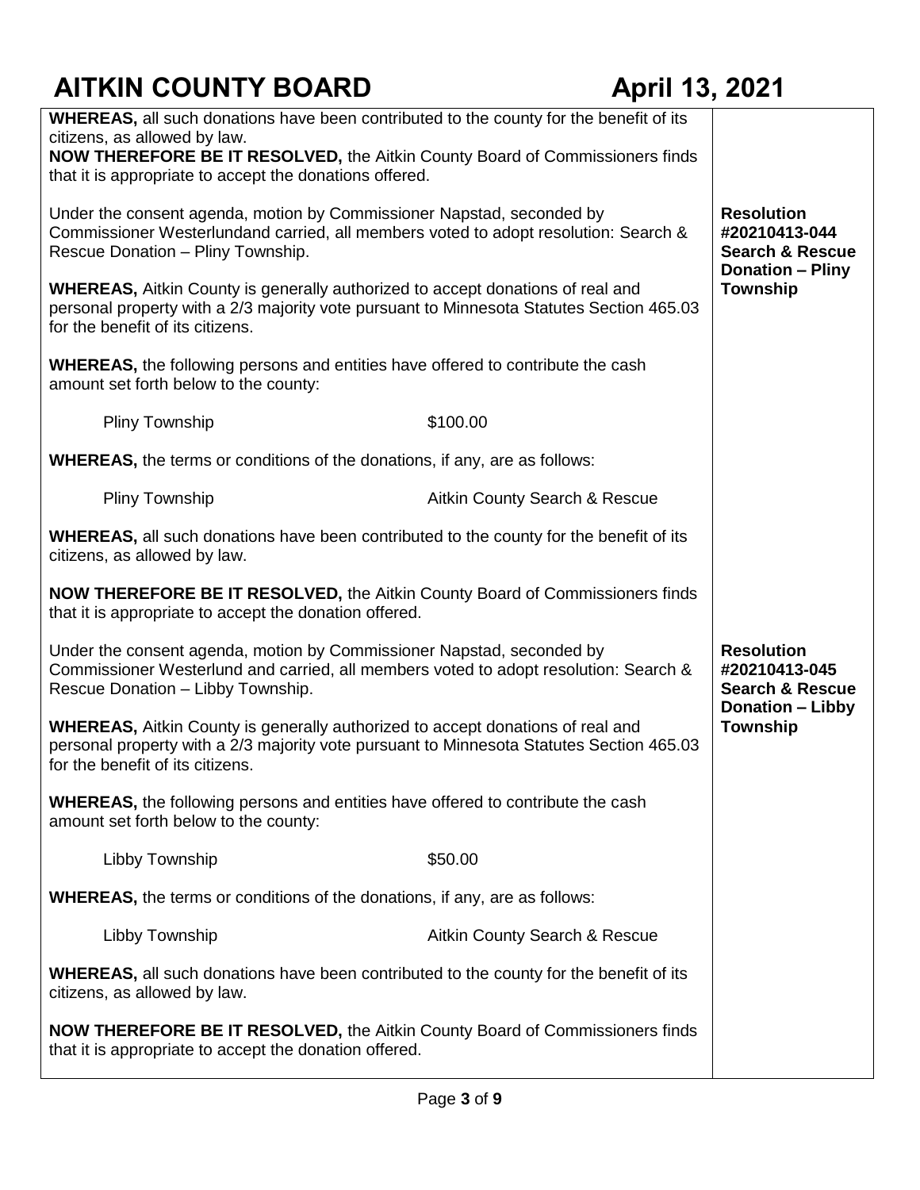**WHEREAS,** all such donations have been contributed to the county for the benefit of its citizens, as allowed by law.
**NOW THEREFORE BE IT RESOLVED,** the Aitkin County Board of Commissioners finds that it is appropriate to accept the donations offered.

**Resolution #20210413-044 Search & Rescue Donation – Pliny Township**

Under the consent agenda, motion by Commissioner Napstad, seconded by Commissioner Westerlundand carried, all members voted to adopt resolution: Search & Rescue Donation – Pliny Township.

**WHEREAS,** Aitkin County is generally authorized to accept donations of real and personal property with a 2/3 majority vote pursuant to Minnesota Statutes Section 465.03 for the benefit of its citizens.

**WHEREAS,** the following persons and entities have offered to contribute the cash amount set forth below to the county:

| | |
|---|---|
| Pliny Township | $100.00 |

**WHEREAS,** the terms or conditions of the donations, if any, are as follows:

| | |
|---|---|
| Pliny Township | Aitkin County Search & Rescue |

**WHEREAS,** all such donations have been contributed to the county for the benefit of its citizens, as allowed by law.

**NOW THEREFORE BE IT RESOLVED,** the Aitkin County Board of Commissioners finds that it is appropriate to accept the donation offered.

**Resolution #20210413-045 Search & Rescue Donation – Libby Township**

Under the consent agenda, motion by Commissioner Napstad, seconded by Commissioner Westerlund and carried, all members voted to adopt resolution: Search & Rescue Donation – Libby Township.

**WHEREAS,** Aitkin County is generally authorized to accept donations of real and personal property with a 2/3 majority vote pursuant to Minnesota Statutes Section 465.03 for the benefit of its citizens.

**WHEREAS,** the following persons and entities have offered to contribute the cash amount set forth below to the county:

| | |
|---|---|
| Libby Township | $50.00 |

**WHEREAS,** the terms or conditions of the donations, if any, are as follows:

| | |
|---|---|
| Libby Township | Aitkin County Search & Rescue |

**WHEREAS,** all such donations have been contributed to the county for the benefit of its citizens, as allowed by law.

**NOW THEREFORE BE IT RESOLVED,** the Aitkin County Board of Commissioners finds that it is appropriate to accept the donation offered.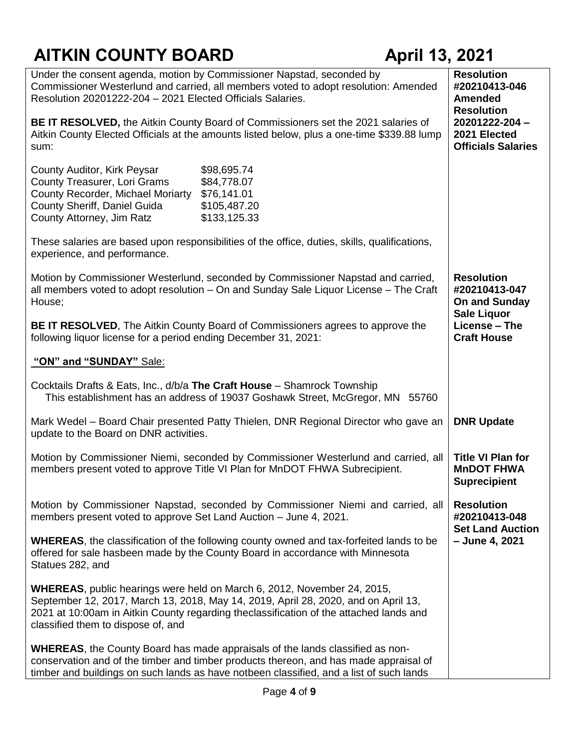# AITKIN COUNTY BOARD April 13, 2021

| | |
|---|---|
| Under the consent agenda, motion by Commissioner Napstad, seconded by Commissioner Westerlund and carried, all members voted to adopt resolution: Amended Resolution 20201222-204 – 2021 Elected Officials Salaries.<br><br>**BE IT RESOLVED,** the Aitkin County Board of Commissioners set the 2021 salaries of Aitkin County Elected Officials at the amounts listed below, plus a one-time $339.88 lump sum:<br><br>County Auditor, Kirk Peysar $98,695.74<br>County Treasurer, Lori Grams $84,778.07<br>County Recorder, Michael Moriarty $76,141.01<br>County Sheriff, Daniel Guida $105,487.20<br>County Attorney, Jim Ratz $133,125.33<br><br>These salaries are based upon responsibilities of the office, duties, skills, qualifications, experience, and performance. | **Resolution #20210413-046 Amended Resolution 20201222-204 – 2021 Elected Officials Salaries** |
| Motion by Commissioner Westerlund, seconded by Commissioner Napstad and carried, all members voted to adopt resolution – On and Sunday Sale Liquor License – The Craft House;<br><br>**BE IT RESOLVED**, The Aitkin County Board of Commissioners agrees to approve the following liquor license for a period ending December 31, 2021:<br><br>**<u>"ON" and "SUNDAY"</u>** <u>Sale:</u><br><br>Cocktails Drafts & Eats, Inc., d/b/a **The Craft House** – Shamrock Township<br>This establishment has an address of 19037 Goshawk Street, McGregor, MN 55760 | **Resolution #20210413-047 On and Sunday Sale Liquor License – The Craft House** |
| Mark Wedel – Board Chair presented Patty Thielen, DNR Regional Director who gave an update to the Board on DNR activities. | **DNR Update** |
| Motion by Commissioner Niemi, seconded by Commissioner Westerlund and carried, all members present voted to approve Title VI Plan for MnDOT FHWA Subrecipient. | **Title VI Plan for MnDOT FHWA Suprecipient** |
| Motion by Commissioner Napstad, seconded by Commissioner Niemi and carried, all members present voted to approve Set Land Auction – June 4, 2021.<br><br>**WHEREAS**, the classification of the following county owned and tax-forfeited lands to be offered for sale hasbeen made by the County Board in accordance with Minnesota Statues 282, and<br><br>**WHEREAS**, public hearings were held on March 6, 2012, November 24, 2015, September 12, 2017, March 13, 2018, May 14, 2019, April 28, 2020, and on April 13, 2021 at 10:00am in Aitkin County regarding theclassification of the attached lands and classified them to dispose of, and<br><br>**WHEREAS**, the County Board has made appraisals of the lands classified as non-conservation and of the timber and timber products thereon, and has made appraisal of timber and buildings on such lands as have notbeen classified, and a list of such lands | **Resolution #20210413-048 Set Land Auction – June 4, 2021** |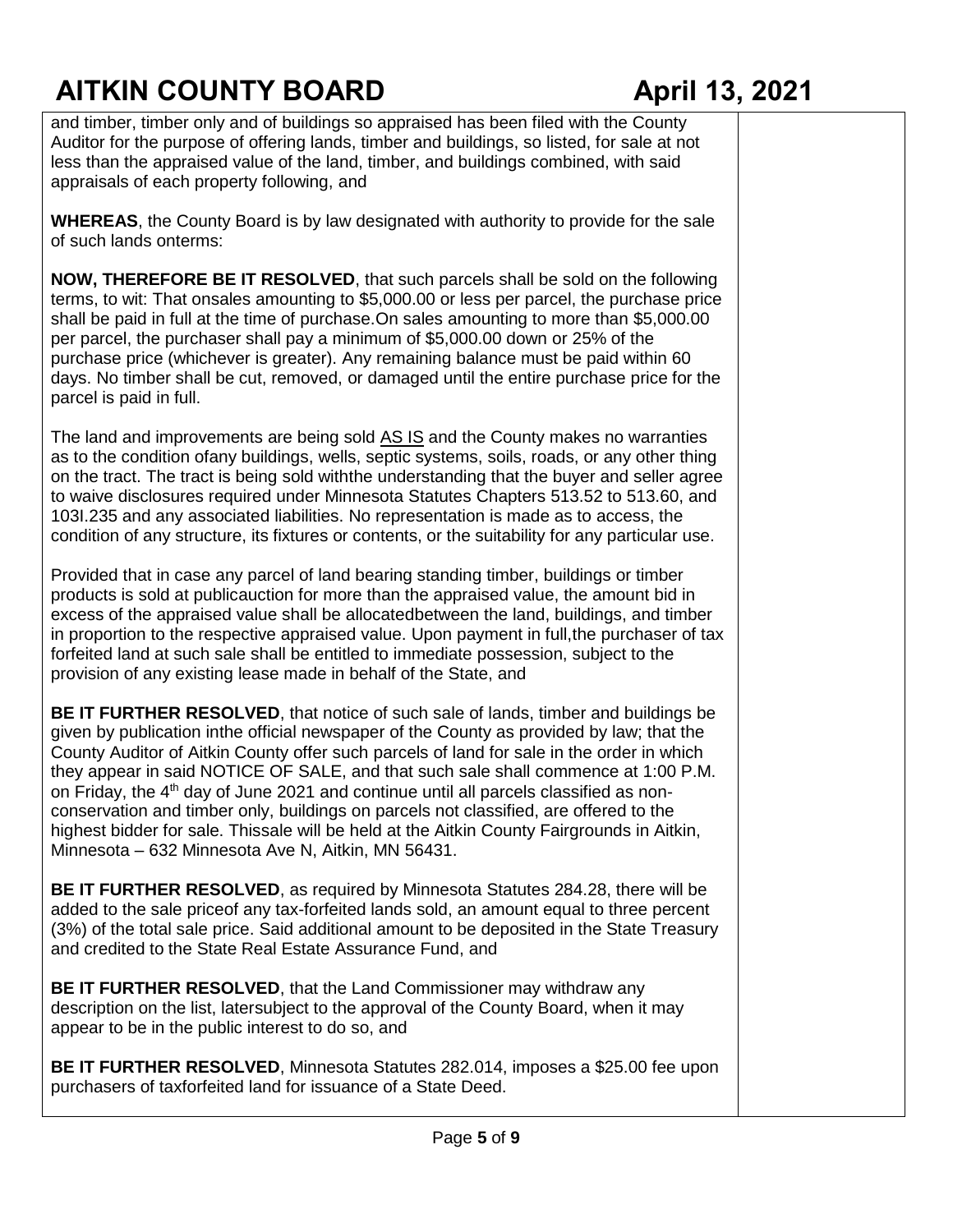and timber, timber only and of buildings so appraised has been filed with the County Auditor for the purpose of offering lands, timber and buildings, so listed, for sale at not less than the appraised value of the land, timber, and buildings combined, with said appraisals of each property following, and

**WHEREAS**, the County Board is by law designated with authority to provide for the sale of such lands onterms:

**NOW, THEREFORE BE IT RESOLVED**, that such parcels shall be sold on the following terms, to wit: That onsales amounting to $5,000.00 or less per parcel, the purchase price shall be paid in full at the time of purchase.On sales amounting to more than $5,000.00 per parcel, the purchaser shall pay a minimum of $5,000.00 down or 25% of the purchase price (whichever is greater). Any remaining balance must be paid within 60 days. No timber shall be cut, removed, or damaged until the entire purchase price for the parcel is paid in full.

The land and improvements are being sold AS IS and the County makes no warranties as to the condition ofany buildings, wells, septic systems, soils, roads, or any other thing on the tract. The tract is being sold withthe understanding that the buyer and seller agree to waive disclosures required under Minnesota Statutes Chapters 513.52 to 513.60, and 103I.235 and any associated liabilities. No representation is made as to access, the condition of any structure, its fixtures or contents, or the suitability for any particular use.

Provided that in case any parcel of land bearing standing timber, buildings or timber products is sold at publicauction for more than the appraised value, the amount bid in excess of the appraised value shall be allocatedbetween the land, buildings, and timber in proportion to the respective appraised value. Upon payment in full,the purchaser of tax forfeited land at such sale shall be entitled to immediate possession, subject to the provision of any existing lease made in behalf of the State, and

**BE IT FURTHER RESOLVED**, that notice of such sale of lands, timber and buildings be given by publication inthe official newspaper of the County as provided by law; that the County Auditor of Aitkin County offer such parcels of land for sale in the order in which they appear in said NOTICE OF SALE, and that such sale shall commence at 1:00 P.M. on Friday, the 4th day of June 2021 and continue until all parcels classified as non-conservation and timber only, buildings on parcels not classified, are offered to the highest bidder for sale. Thissale will be held at the Aitkin County Fairgrounds in Aitkin, Minnesota – 632 Minnesota Ave N, Aitkin, MN 56431.

**BE IT FURTHER RESOLVED**, as required by Minnesota Statutes 284.28, there will be added to the sale priceof any tax-forfeited lands sold, an amount equal to three percent (3%) of the total sale price. Said additional amount to be deposited in the State Treasury and credited to the State Real Estate Assurance Fund, and

**BE IT FURTHER RESOLVED**, that the Land Commissioner may withdraw any description on the list, latersubject to the approval of the County Board, when it may appear to be in the public interest to do so, and

**BE IT FURTHER RESOLVED**, Minnesota Statutes 282.014, imposes a $25.00 fee upon purchasers of taxforfeited land for issuance of a State Deed.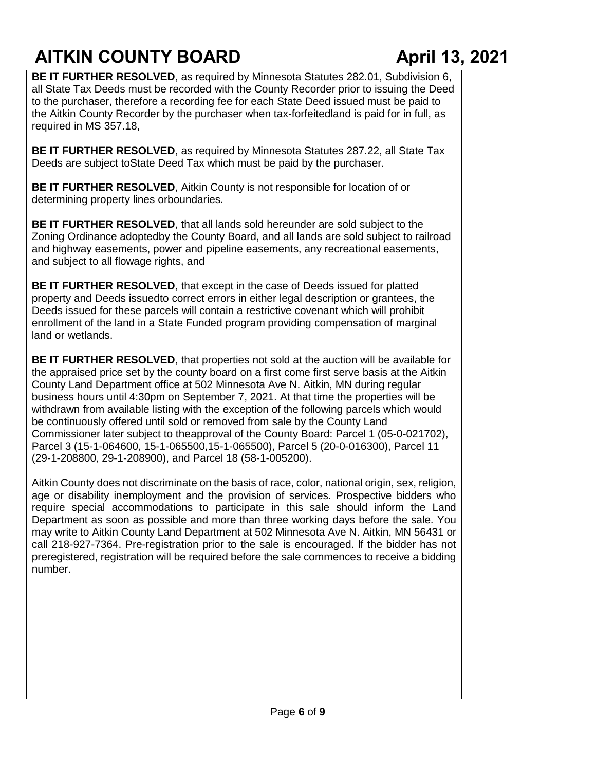**BE IT FURTHER RESOLVED**, as required by Minnesota Statutes 282.01, Subdivision 6, all State Tax Deeds must be recorded with the County Recorder prior to issuing the Deed to the purchaser, therefore a recording fee for each State Deed issued must be paid to the Aitkin County Recorder by the purchaser when tax-forfeitedland is paid for in full, as required in MS 357.18,

**BE IT FURTHER RESOLVED**, as required by Minnesota Statutes 287.22, all State Tax Deeds are subject toState Deed Tax which must be paid by the purchaser.

**BE IT FURTHER RESOLVED**, Aitkin County is not responsible for location of or determining property lines orboundaries.

**BE IT FURTHER RESOLVED**, that all lands sold hereunder are sold subject to the Zoning Ordinance adoptedby the County Board, and all lands are sold subject to railroad and highway easements, power and pipeline easements, any recreational easements, and subject to all flowage rights, and

**BE IT FURTHER RESOLVED**, that except in the case of Deeds issued for platted property and Deeds issuedto correct errors in either legal description or grantees, the Deeds issued for these parcels will contain a restrictive covenant which will prohibit enrollment of the land in a State Funded program providing compensation of marginal land or wetlands.

**BE IT FURTHER RESOLVED**, that properties not sold at the auction will be available for the appraised price set by the county board on a first come first serve basis at the Aitkin County Land Department office at 502 Minnesota Ave N. Aitkin, MN during regular business hours until 4:30pm on September 7, 2021. At that time the properties will be withdrawn from available listing with the exception of the following parcels which would be continuously offered until sold or removed from sale by the County Land Commissioner later subject to theapproval of the County Board: Parcel 1 (05-0-021702), Parcel 3 (15-1-064600, 15-1-065500,15-1-065500), Parcel 5 (20-0-016300), Parcel 11 (29-1-208800, 29-1-208900), and Parcel 18 (58-1-005200).

Aitkin County does not discriminate on the basis of race, color, national origin, sex, religion, age or disability inemployment and the provision of services. Prospective bidders who require special accommodations to participate in this sale should inform the Land Department as soon as possible and more than three working days before the sale. You may write to Aitkin County Land Department at 502 Minnesota Ave N. Aitkin, MN 56431 or call 218-927-7364. Pre-registration prior to the sale is encouraged. If the bidder has not preregistered, registration will be required before the sale commences to receive a bidding number.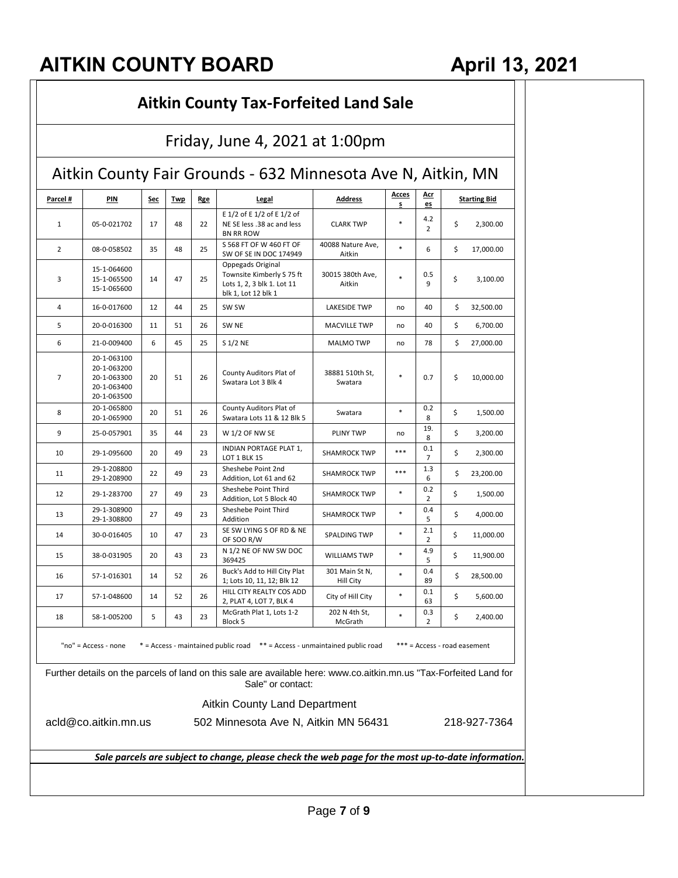# Aitkin County Tax-Forfeited Land Sale

## Friday, June 4, 2021 at 1:00pm

## Aitkin County Fair Grounds - 632 Minnesota Ave N, Aitkin, MN

| Parcel # | PIN | Sec | Twp | Rge | Legal | Address | Access | Acres | Starting Bid |
|---|---|---|---|---|---|---|---|---|---|
| 1 | 05-0-021702 | 17 | 48 | 22 | E 1/2 of E 1/2 of E 1/2 of NE SE less .38 ac and less BN RR ROW | CLARK TWP | * | 4.22 | $ 2,300.00 |
| 2 | 08-0-058502 | 35 | 48 | 25 | S 568 FT OF W 460 FT OF SW OF SE IN DOC 174949 | 40088 Nature Ave, Aitkin | * | 6 | $ 17,000.00 |
| 3 | 15-1-064600 15-1-065500 15-1-065600 | 14 | 47 | 25 | Oppegads Original Townsite Kimberly S 75 ft Lots 1, 2, 3 blk 1. Lot 11 blk 1, Lot 12 blk 1 | 30015 380th Ave, Aitkin | * | 0.59 | $ 3,100.00 |
| 4 | 16-0-017600 | 12 | 44 | 25 | SW SW | LAKESIDE TWP | no | 40 | $ 32,500.00 |
| 5 | 20-0-016300 | 11 | 51 | 26 | SW NE | MACVILLE TWP | no | 40 | $ 6,700.00 |
| 6 | 21-0-009400 | 6 | 45 | 25 | S 1/2 NE | MALMO TWP | no | 78 | $ 27,000.00 |
| 7 | 20-1-063100 20-1-063200 20-1-063300 20-1-063400 20-1-063500 | 20 | 51 | 26 | County Auditors Plat of Swatara Lot 3 Blk 4 | 38881 510th St, Swatara | * | 0.7 | $ 10,000.00 |
| 8 | 20-1-065800 20-1-065900 | 20 | 51 | 26 | County Auditors Plat of Swatara Lots 11 & 12 Blk 5 | Swatara | * | 0.28 | $ 1,500.00 |
| 9 | 25-0-057901 | 35 | 44 | 23 | W 1/2 OF NW SE | PLINY TWP | no | 19.8 | $ 3,200.00 |
| 10 | 29-1-095600 | 20 | 49 | 23 | INDIAN PORTAGE PLAT 1, LOT 1 BLK 15 | SHAMROCK TWP | *** | 0.17 | $ 2,300.00 |
| 11 | 29-1-208800 29-1-208900 | 22 | 49 | 23 | Sheshebe Point 2nd Addition, Lot 61 and 62 | SHAMROCK TWP | *** | 1.36 | $ 23,200.00 |
| 12 | 29-1-283700 | 27 | 49 | 23 | Sheshebe Point Third Addition, Lot 5 Block 40 | SHAMROCK TWP | * | 0.22 | $ 1,500.00 |
| 13 | 29-1-308900 29-1-308800 | 27 | 49 | 23 | Sheshebe Point Third Addition | SHAMROCK TWP | * | 0.45 | $ 4,000.00 |
| 14 | 30-0-016405 | 10 | 47 | 23 | SE SW LYING S OF RD & NE OF SOO R/W | SPALDING TWP | * | 2.12 | $ 11,000.00 |
| 15 | 38-0-031905 | 20 | 43 | 23 | N 1/2 NE OF NW SW DOC 369425 | WILLIAMS TWP | * | 4.95 | $ 11,900.00 |
| 16 | 57-1-016301 | 14 | 52 | 26 | Buck's Add to Hill City Plat 1; Lots 10, 11, 12; Blk 12 | 301 Main St N, Hill City | * | 0.489 | $ 28,500.00 |
| 17 | 57-1-048600 | 14 | 52 | 26 | HILL CITY REALTY COS ADD 2, PLAT 4, LOT 7, BLK 4 | City of Hill City | * | 0.163 | $ 5,600.00 |
| 18 | 58-1-005200 | 5 | 43 | 23 | McGrath Plat 1, Lots 1-2 Block 5 | 202 N 4th St, McGrath | * | 0.32 | $ 2,400.00 |

"no" = Access - none * = Access - maintained public road ** = Access - unmaintained public road *** = Access - road easement

Further details on the parcels of land on this sale are available here: www.co.aitkin.mn.us "Tax-Forfeited Land for Sale" or contact:

Aitkin County Land Department

acld@co.aitkin.mn.us 502 Minnesota Ave N, Aitkin MN 56431 218-927-7364

***Sale parcels are subject to change, please check the web page for the most up-to-date information.***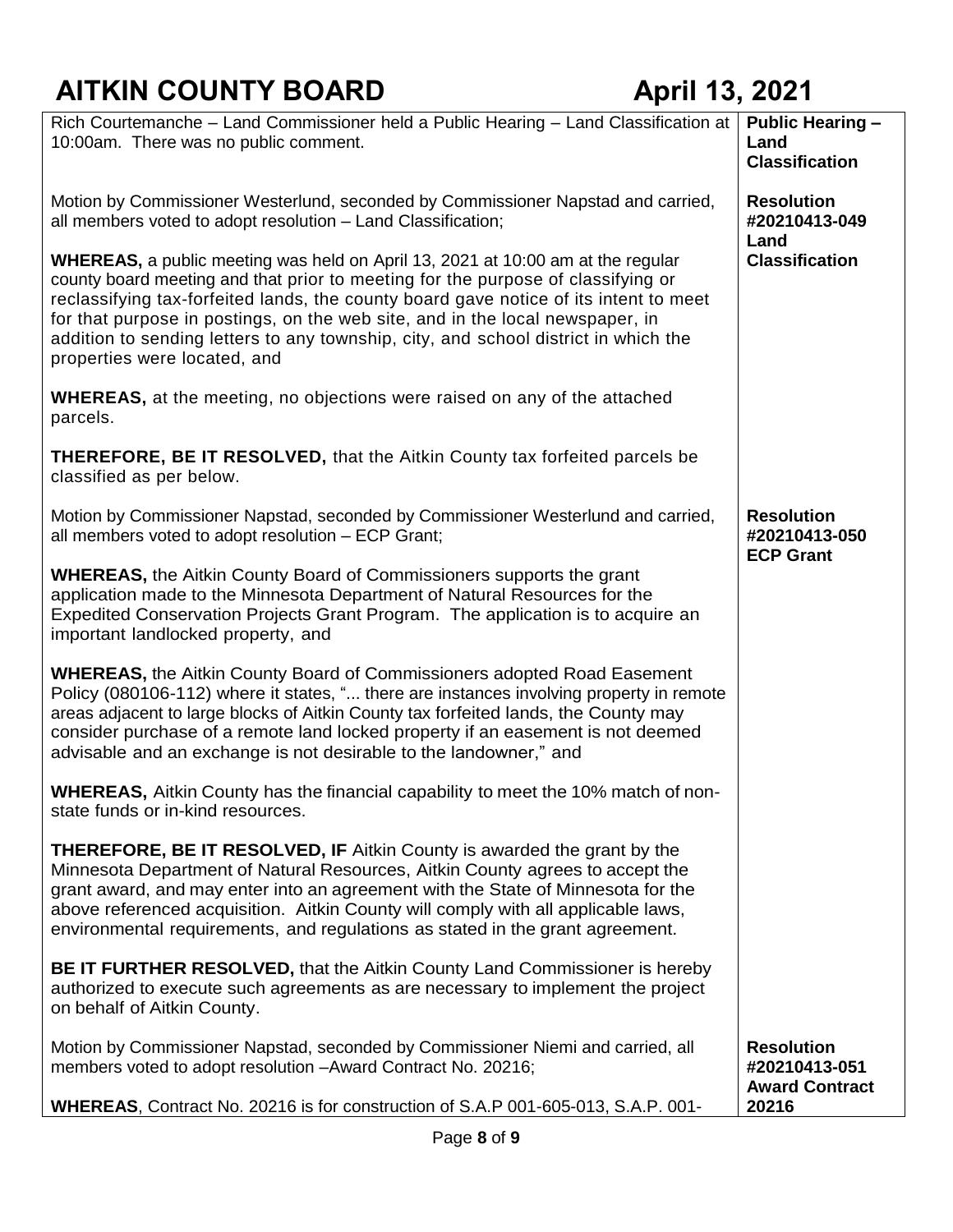# AITKIN COUNTY BOARD — April 13, 2021

| | |
|---|---|
| Rich Courtemanche – Land Commissioner held a Public Hearing – Land Classification at 10:00am. There was no public comment. | **Public Hearing – Land Classification** |
| Motion by Commissioner Westerlund, seconded by Commissioner Napstad and carried, all members voted to adopt resolution – Land Classification;<br><br>**WHEREAS,** a public meeting was held on April 13, 2021 at 10:00 am at the regular county board meeting and that prior to meeting for the purpose of classifying or reclassifying tax-forfeited lands, the county board gave notice of its intent to meet for that purpose in postings, on the web site, and in the local newspaper, in addition to sending letters to any township, city, and school district in which the properties were located, and<br><br>**WHEREAS,** at the meeting, no objections were raised on any of the attached parcels.<br><br>**THEREFORE, BE IT RESOLVED,** that the Aitkin County tax forfeited parcels be classified as per below. | **Resolution #20210413-049 Land Classification** |
| Motion by Commissioner Napstad, seconded by Commissioner Westerlund and carried, all members voted to adopt resolution – ECP Grant;<br><br>**WHEREAS,** the Aitkin County Board of Commissioners supports the grant application made to the Minnesota Department of Natural Resources for the Expedited Conservation Projects Grant Program. The application is to acquire an important landlocked property, and<br><br>**WHEREAS,** the Aitkin County Board of Commissioners adopted Road Easement Policy (080106-112) where it states, "... there are instances involving property in remote areas adjacent to large blocks of Aitkin County tax forfeited lands, the County may consider purchase of a remote land locked property if an easement is not deemed advisable and an exchange is not desirable to the landowner," and<br><br>**WHEREAS,** Aitkin County has the financial capability to meet the 10% match of non-state funds or in-kind resources.<br><br>**THEREFORE, BE IT RESOLVED, IF** Aitkin County is awarded the grant by the Minnesota Department of Natural Resources, Aitkin County agrees to accept the grant award, and may enter into an agreement with the State of Minnesota for the above referenced acquisition. Aitkin County will comply with all applicable laws, environmental requirements, and regulations as stated in the grant agreement.<br><br>**BE IT FURTHER RESOLVED,** that the Aitkin County Land Commissioner is hereby authorized to execute such agreements as are necessary to implement the project on behalf of Aitkin County. | **Resolution #20210413-050 ECP Grant** |
| Motion by Commissioner Napstad, seconded by Commissioner Niemi and carried, all members voted to adopt resolution –Award Contract No. 20216;<br><br>**WHEREAS**, Contract No. 20216 is for construction of S.A.P 001-605-013, S.A.P. 001- | **Resolution #20210413-051 Award Contract 20216** |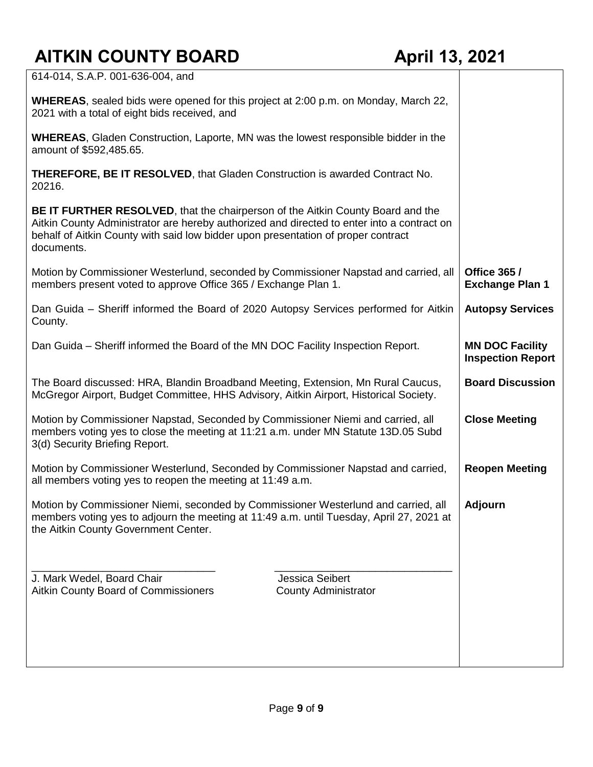614-014, S.A.P. 001-636-004, and

**WHEREAS**, sealed bids were opened for this project at 2:00 p.m. on Monday, March 22, 2021 with a total of eight bids received, and

**WHEREAS**, Gladen Construction, Laporte, MN was the lowest responsible bidder in the amount of $592,485.65.

**THEREFORE, BE IT RESOLVED**, that Gladen Construction is awarded Contract No. 20216.

**BE IT FURTHER RESOLVED**, that the chairperson of the Aitkin County Board and the Aitkin County Administrator are hereby authorized and directed to enter into a contract on behalf of Aitkin County with said low bidder upon presentation of proper contract documents.

**Office 365 / Exchange Plan 1**

Motion by Commissioner Westerlund, seconded by Commissioner Napstad and carried, all members present voted to approve Office 365 / Exchange Plan 1.

**Autopsy Services**

Dan Guida – Sheriff informed the Board of 2020 Autopsy Services performed for Aitkin County.

**MN DOC Facility Inspection Report**

Dan Guida – Sheriff informed the Board of the MN DOC Facility Inspection Report.

**Board Discussion**

The Board discussed: HRA, Blandin Broadband Meeting, Extension, Mn Rural Caucus, McGregor Airport, Budget Committee, HHS Advisory, Aitkin Airport, Historical Society.

**Close Meeting**

Motion by Commissioner Napstad, Seconded by Commissioner Niemi and carried, all members voting yes to close the meeting at 11:21 a.m. under MN Statute 13D.05 Subd 3(d) Security Briefing Report.

**Reopen Meeting**

Motion by Commissioner Westerlund, Seconded by Commissioner Napstad and carried, all members voting yes to reopen the meeting at 11:49 a.m.

**Adjourn**

Motion by Commissioner Niemi, seconded by Commissioner Westerlund and carried, all members voting yes to adjourn the meeting at 11:49 a.m. until Tuesday, April 27, 2021 at the Aitkin County Government Center.

\_\_\_\_\_\_\_\_\_\_\_\_\_\_\_\_\_\_\_\_\_\_\_\_\_\_\_\_\_\_\_
J. Mark Wedel, Board Chair
Aitkin County Board of Commissioners

\_\_\_\_\_\_\_\_\_\_\_\_\_\_\_\_\_\_\_\_\_\_\_\_\_\_\_\_\_\_\_
Jessica Seibert
County Administrator